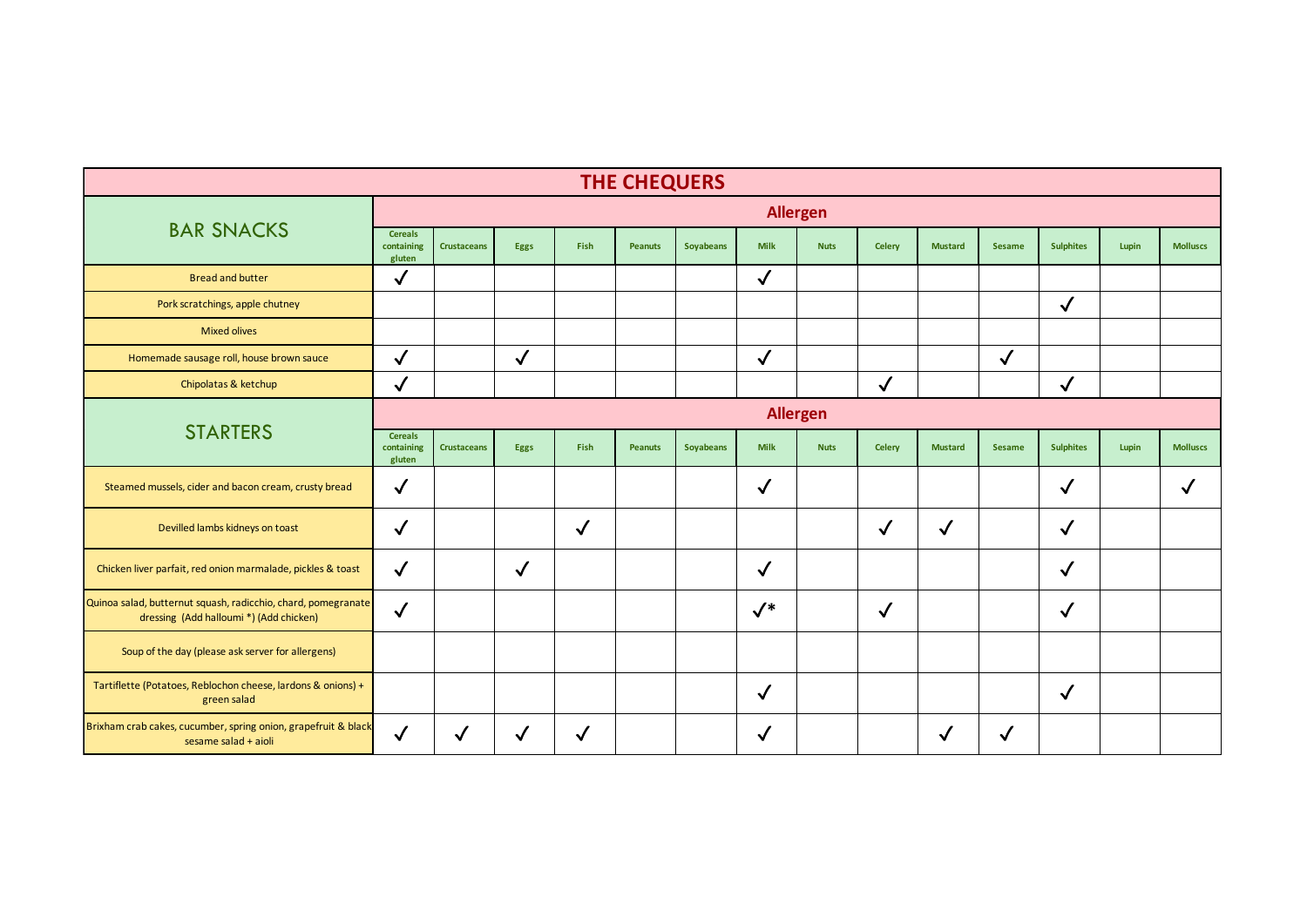# THE CHEQUERS

| BAR SNACKS | Cereals containing gluten | Crustaceans | Eggs | Fish | Peanuts | Soyabeans | Milk | Nuts | Celery | Mustard | Sesame | Sulphites | Lupin | Molluscs |
|---|---|---|---|---|---|---|---|---|---|---|---|---|---|---|
| Bread and butter | ✓ | | | | | | ✓ | | | | | | | |
| Pork scratchings, apple chutney | | | | | | | | | | | | ✓ | | |
| Mixed olives | | | | | | | | | | | | | | |
| Homemade sausage roll, house brown sauce | ✓ | | ✓ | | | | ✓ | | | | ✓ | | | |
| Chipolatas & ketchup | ✓ | | | | | | | | ✓ | | | ✓ | | |

| STARTERS | Cereals containing gluten | Crustaceans | Eggs | Fish | Peanuts | Soyabeans | Milk | Nuts | Celery | Mustard | Sesame | Sulphites | Lupin | Molluscs |
|---|---|---|---|---|---|---|---|---|---|---|---|---|---|---|
| Steamed mussels, cider and bacon cream, crusty bread | ✓ | | | | | | ✓ | | | | | ✓ | | ✓ |
| Devilled lambs kidneys on toast | ✓ | | | ✓ | | | | | ✓ | ✓ | | ✓ | | |
| Chicken liver parfait, red onion marmalade, pickles & toast | ✓ | | ✓ | | | | ✓ | | | | | ✓ | | |
| Quinoa salad, butternut squash, radicchio, chard, pomegranate dressing (Add halloumi *) (Add chicken) | ✓ | | | | | | ✓* | | ✓ | | | ✓ | | |
| Soup of the day (please ask server for allergens) | | | | | | | | | | | | | | |
| Tartiflette (Potatoes, Reblochon cheese, lardons & onions) + green salad | | | | | | | ✓ | | | | | ✓ | | |
| Brixham crab cakes, cucumber, spring onion, grapefruit & black sesame salad + aioli | ✓ | ✓ | ✓ | ✓ | | | ✓ | | | ✓ | ✓ | | | |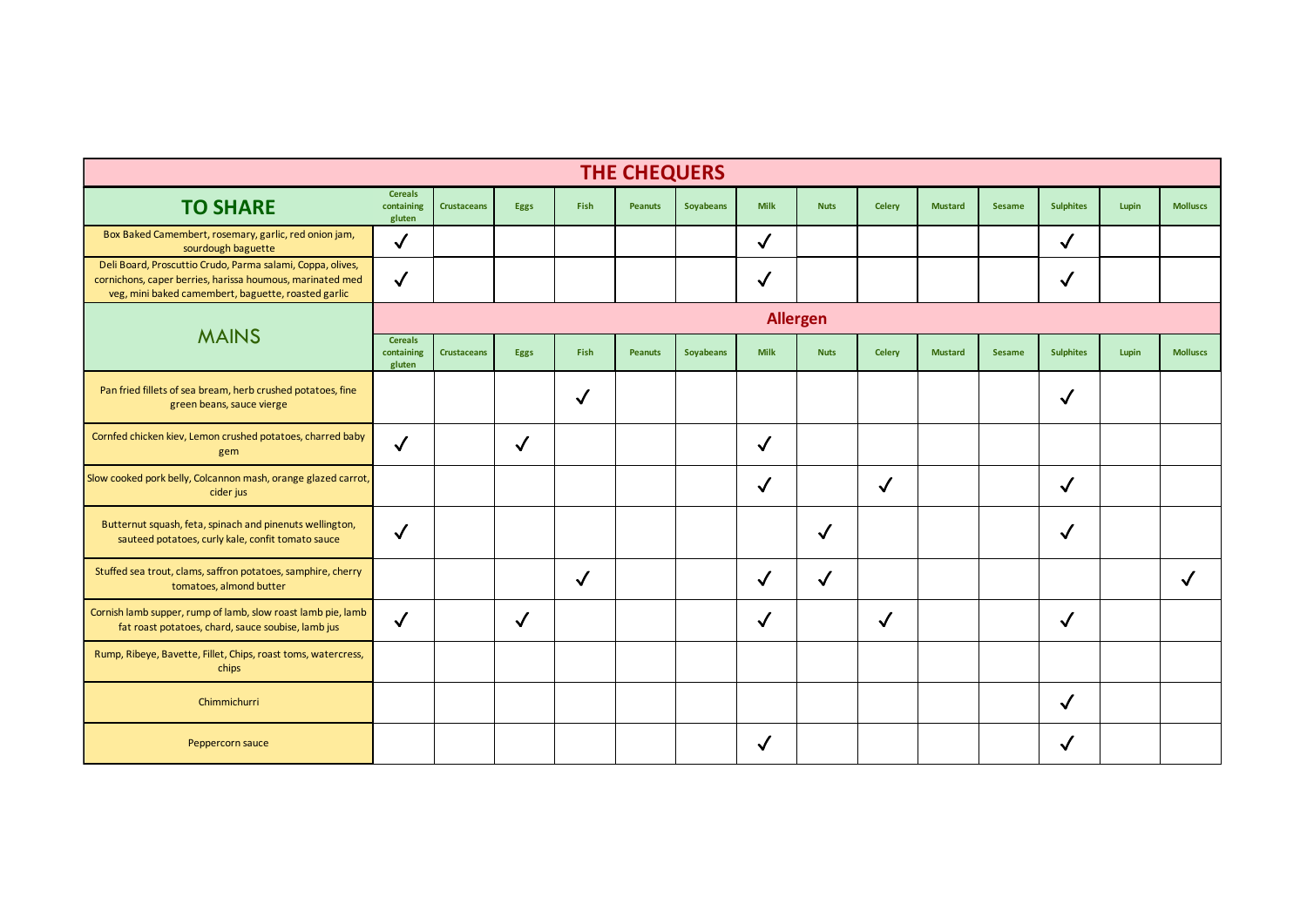# THE CHEQUERS

| TO SHARE | Cereals containing gluten | Crustaceans | Eggs | Fish | Peanuts | Soyabeans | Milk | Nuts | Celery | Mustard | Sesame | Sulphites | Lupin | Molluscs |
|---|---|---|---|---|---|---|---|---|---|---|---|---|---|---|
| Box Baked Camembert, rosemary, garlic, red onion jam, sourdough baguette | ✓ | | | | | | ✓ | | | | | ✓ | | |
| Deli Board, Proscuttio Crudo, Parma salami, Coppa, olives, cornichons, caper berries, harissa houmous, marinated med veg, mini baked camembert, baguette, roasted garlic | ✓ | | | | | | ✓ | | | | | ✓ | | |

| MAINS | Allergen | | | | | | | | | | | | | |
|---|---|---|---|---|---|---|---|---|---|---|---|---|---|---|
| | Cereals containing gluten | Crustaceans | Eggs | Fish | Peanuts | Soyabeans | Milk | Nuts | Celery | Mustard | Sesame | Sulphites | Lupin | Molluscs |
| Pan fried fillets of sea bream, herb crushed potatoes, fine green beans, sauce vierge | | | | ✓ | | | | | | | | ✓ | | |
| Cornfed chicken kiev, Lemon crushed potatoes, charred baby gem | ✓ | | ✓ | | | | ✓ | | | | | | | |
| Slow cooked pork belly, Colcannon mash, orange glazed carrot, cider jus | | | | | | | ✓ | | ✓ | | | ✓ | | |
| Butternut squash, feta, spinach and pinenuts wellington, sauteed potatoes, curly kale, confit tomato sauce | ✓ | | | | | | | ✓ | | | | ✓ | | |
| Stuffed sea trout, clams, saffron potatoes, samphire, cherry tomatoes, almond butter | | | | ✓ | | | ✓ | ✓ | | | | | | ✓ |
| Cornish lamb supper, rump of lamb, slow roast lamb pie, lamb fat roast potatoes, chard, sauce soubise, lamb jus | ✓ | | ✓ | | | | ✓ | | ✓ | | | ✓ | | |
| Rump, Ribeye, Bavette, Fillet, Chips, roast toms, watercress, chips | | | | | | | | | | | | | | |
| Chimmichurri | | | | | | | | | | | | ✓ | | |
| Peppercorn sauce | | | | | | | ✓ | | | | | ✓ | | |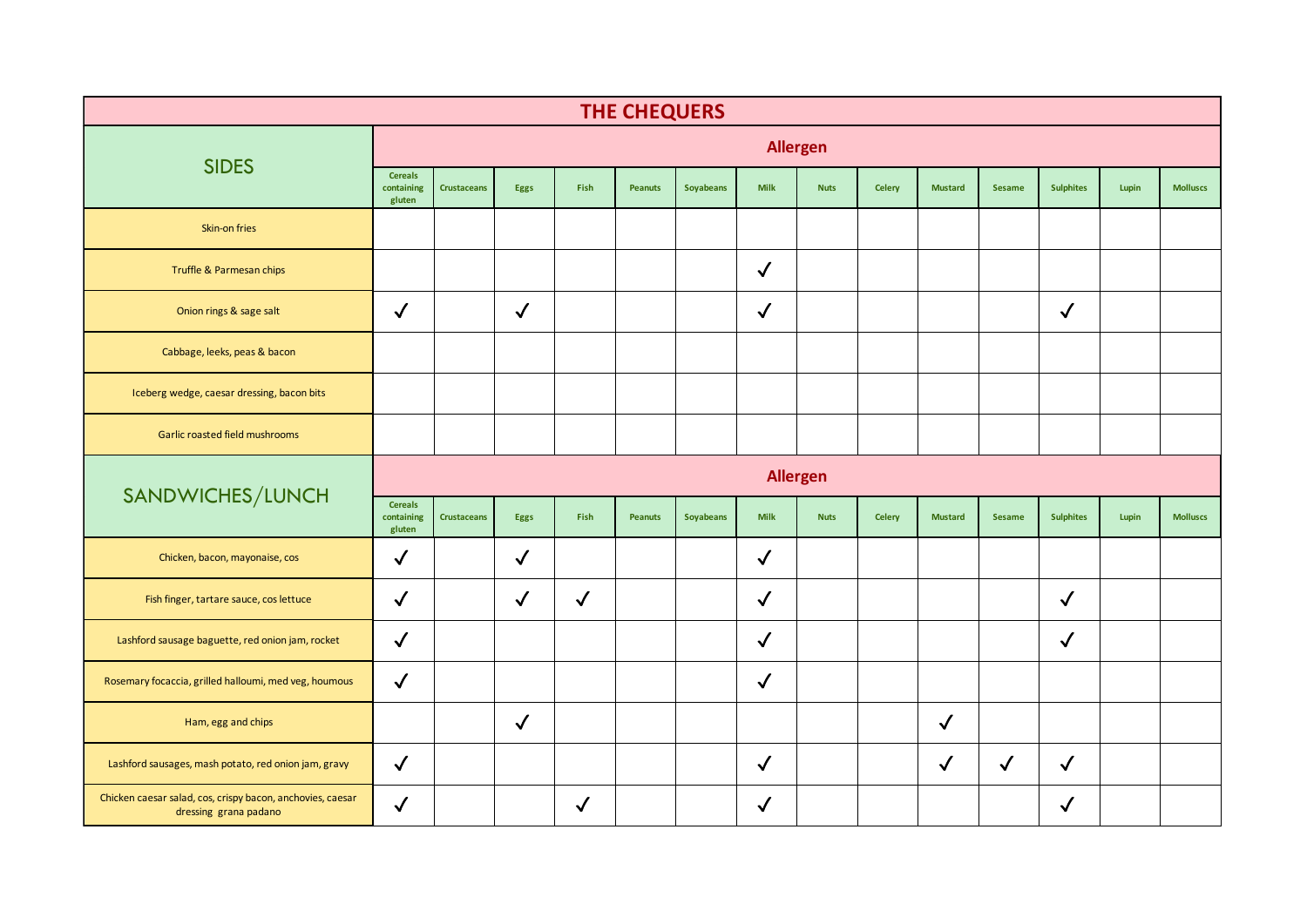# THE CHEQUERS

| SIDES | Allergen | | | | | | | | | | | | | |
|---|---|---|---|---|---|---|---|---|---|---|---|---|---|---|
| | Cereals containing gluten | Crustaceans | Eggs | Fish | Peanuts | Soyabeans | Milk | Nuts | Celery | Mustard | Sesame | Sulphites | Lupin | Molluscs |
| Skin-on fries | | | | | | | | | | | | | | |
| Truffle & Parmesan chips | | | | | | | ✓ | | | | | | | |
| Onion rings & sage salt | ✓ | | ✓ | | | | ✓ | | | | | ✓ | | |
| Cabbage, leeks, peas & bacon | | | | | | | | | | | | | | |
| Iceberg wedge, caesar dressing, bacon bits | | | | | | | | | | | | | | |
| Garlic roasted field mushrooms | | | | | | | | | | | | | | |

| SANDWICHES/LUNCH | Allergen | | | | | | | | | | | | | |
|---|---|---|---|---|---|---|---|---|---|---|---|---|---|---|
| | Cereals containing gluten | Crustaceans | Eggs | Fish | Peanuts | Soyabeans | Milk | Nuts | Celery | Mustard | Sesame | Sulphites | Lupin | Molluscs |
| Chicken, bacon, mayonaise, cos | ✓ | | ✓ | | | | ✓ | | | | | | | |
| Fish finger, tartare sauce, cos lettuce | ✓ | | ✓ | ✓ | | | ✓ | | | | | ✓ | | |
| Lashford sausage baguette, red onion jam, rocket | ✓ | | | | | | ✓ | | | | | ✓ | | |
| Rosemary focaccia, grilled halloumi, med veg, houmous | ✓ | | | | | | ✓ | | | | | | | |
| Ham, egg and chips | | | ✓ | | | | | | | ✓ | | | | |
| Lashford sausages, mash potato, red onion jam, gravy | ✓ | | | | | | ✓ | | | ✓ | ✓ | ✓ | | |
| Chicken caesar salad, cos, crispy bacon, anchovies, caesar dressing grana padano | ✓ | | | ✓ | | | ✓ | | | | | ✓ | | |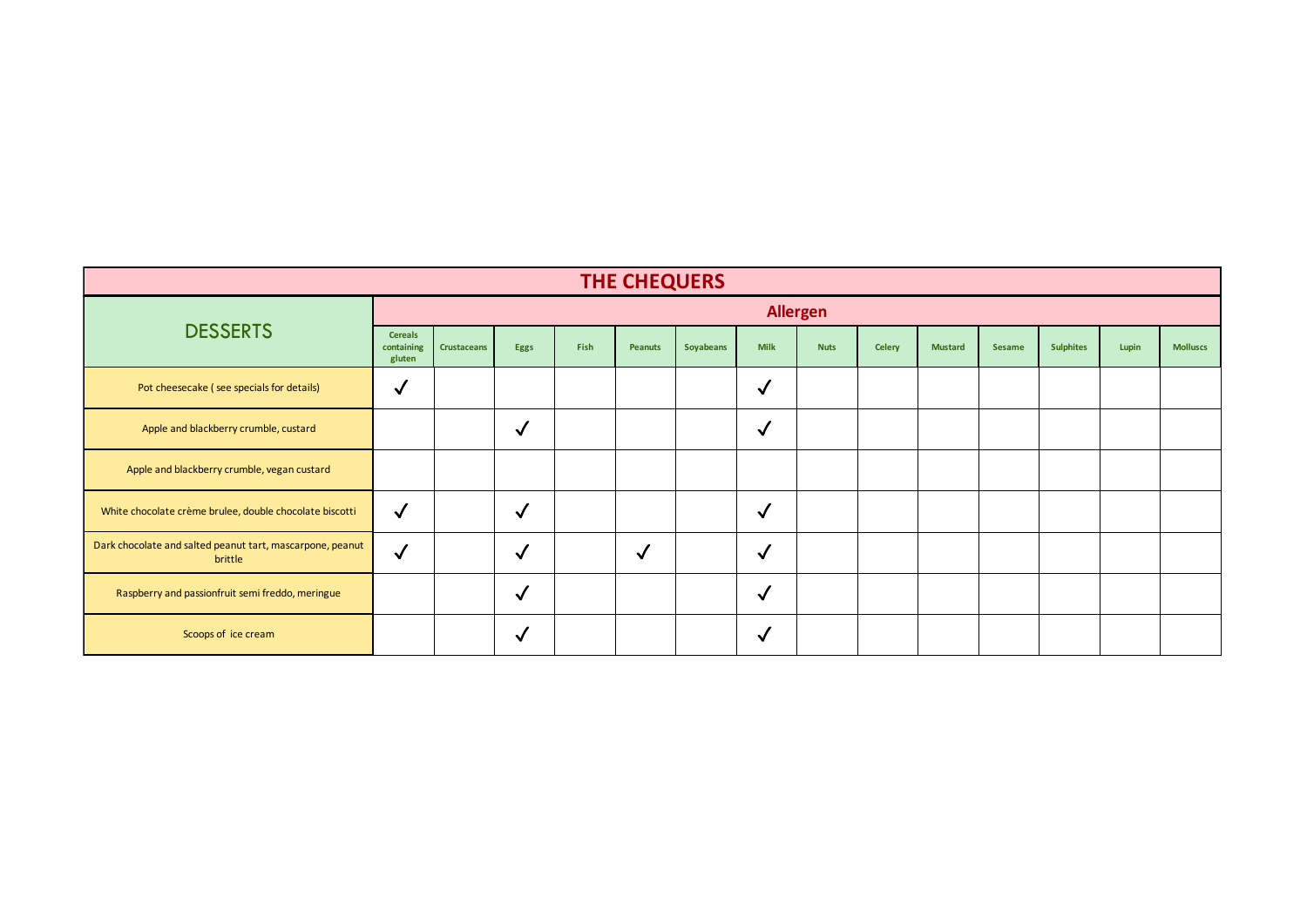# THE CHEQUERS

| DESSERTS | Allergen | | | | | | | | | | | | | |
|---|---|---|---|---|---|---|---|---|---|---|---|---|---|---|
| | Cereals containing gluten | Crustaceans | Eggs | Fish | Peanuts | Soyabeans | Milk | Nuts | Celery | Mustard | Sesame | Sulphites | Lupin | Molluscs |
| Pot cheesecake ( see specials for details) | ✓ | | | | | | ✓ | | | | | | | |
| Apple and blackberry crumble, custard | | | ✓ | | | | ✓ | | | | | | | |
| Apple and blackberry crumble, vegan custard | | | | | | | | | | | | | | |
| White chocolate crème brulee, double chocolate biscotti | ✓ | | ✓ | | | | ✓ | | | | | | | |
| Dark chocolate and salted peanut tart, mascarpone, peanut brittle | ✓ | | ✓ | | ✓ | | ✓ | | | | | | | |
| Raspberry and passionfruit semi freddo, meringue | | | ✓ | | | | ✓ | | | | | | | |
| Scoops of ice cream | | | ✓ | | | | ✓ | | | | | | | |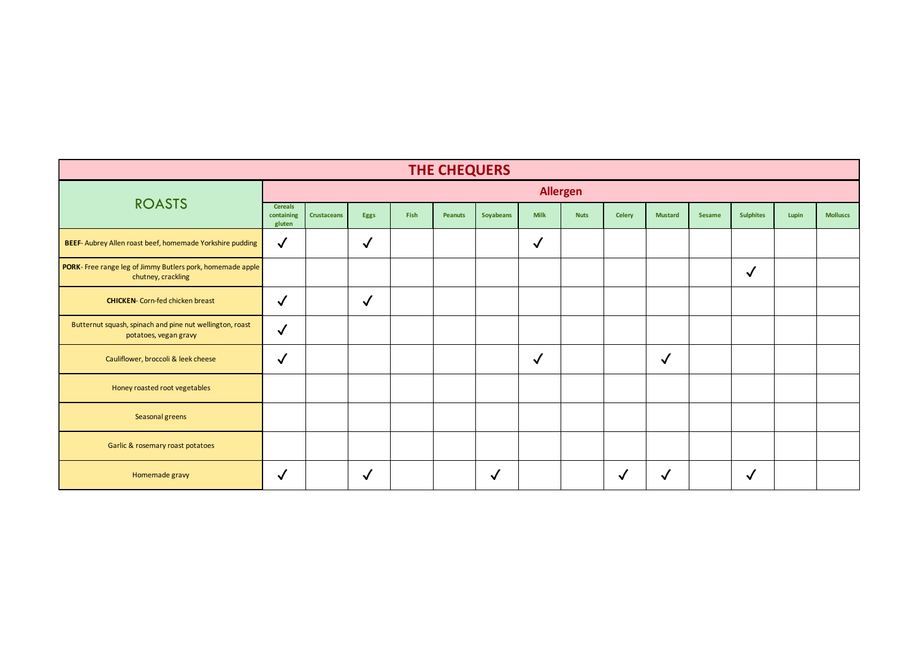# THE CHEQUERS

| ROASTS | Allergen | | | | | | | | | | | | | |
|---|---|---|---|---|---|---|---|---|---|---|---|---|---|---|
| | Cereals containing gluten | Crustaceans | Eggs | Fish | Peanuts | Soyabeans | Milk | Nuts | Celery | Mustard | Sesame | Sulphites | Lupin | Molluscs |
| **BEEF**- Aubrey Allen roast beef, homemade Yorkshire pudding | ✓ | | ✓ | | | | ✓ | | | | | | | |
| **PORK**- Free range leg of Jimmy Butlers pork, homemade apple chutney, crackling | | | | | | | | | | | | ✓ | | |
| **CHICKEN**- Corn-fed chicken breast | ✓ | | ✓ | | | | | | | | | | | |
| Butternut squash, spinach and pine nut wellington, roast potatoes, vegan gravy | ✓ | | | | | | | | | | | | | |
| Cauliflower, broccoli & leek cheese | ✓ | | | | | | ✓ | | | ✓ | | | | |
| Honey roasted root vegetables | | | | | | | | | | | | | | |
| Seasonal greens | | | | | | | | | | | | | | |
| Garlic & rosemary roast potatoes | | | | | | | | | | | | | | |
| Homemade gravy | ✓ | | ✓ | | | ✓ | | | ✓ | ✓ | | ✓ | | |